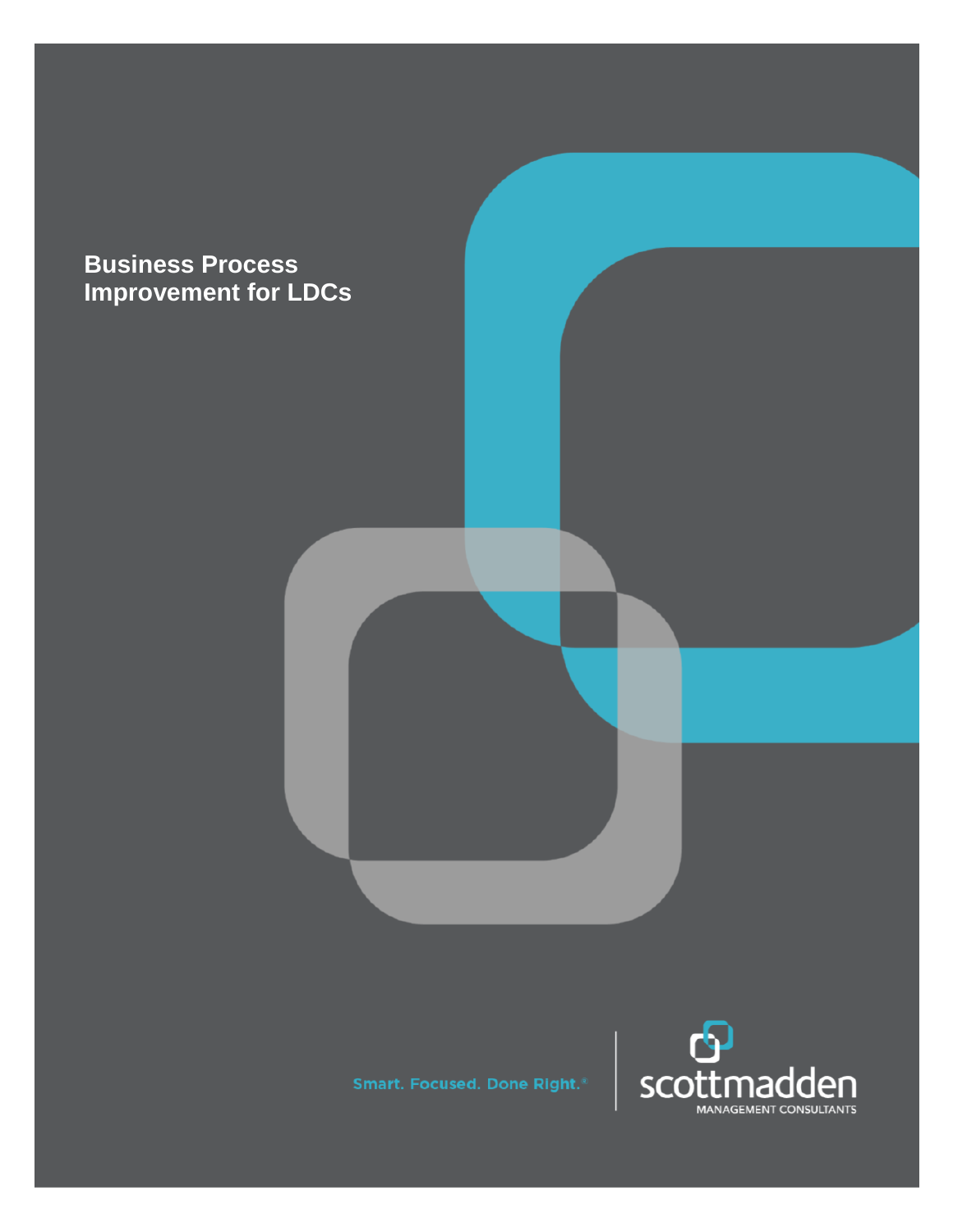# Business Process Improvement for LDCs

Smart. Focused. Done Right.®

scottmadden

MANAGEMENT CONSULTANTS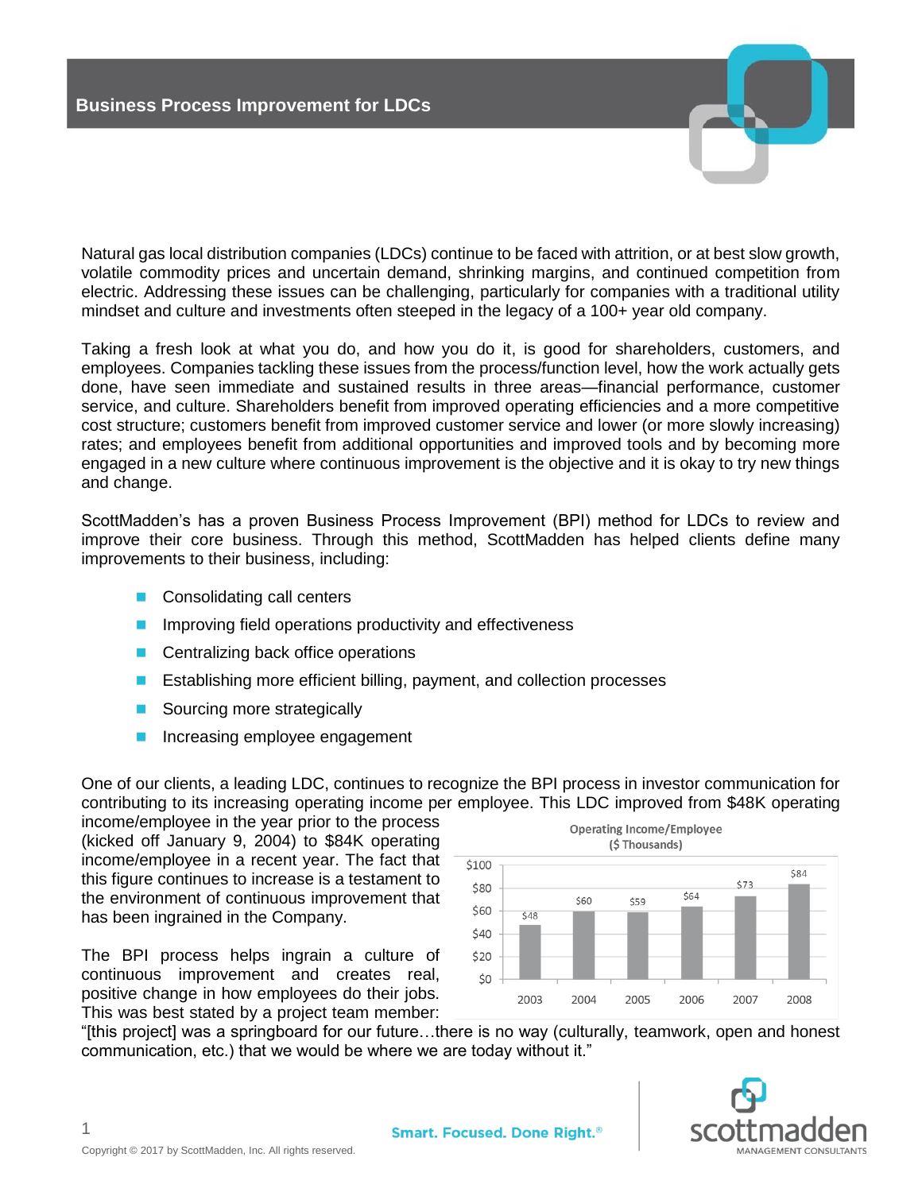## Business Process Improvement for LDCs

Natural gas local distribution companies (LDCs) continue to be faced with attrition, or at best slow growth, volatile commodity prices and uncertain demand, shrinking margins, and continued competition from electric. Addressing these issues can be challenging, particularly for companies with a traditional utility mindset and culture and investments often steeped in the legacy of a 100+ year old company.

Taking a fresh look at what you do, and how you do it, is good for shareholders, customers, and employees. Companies tackling these issues from the process/function level, how the work actually gets done, have seen immediate and sustained results in three areas—financial performance, customer service, and culture. Shareholders benefit from improved operating efficiencies and a more competitive cost structure; customers benefit from improved customer service and lower (or more slowly increasing) rates; and employees benefit from additional opportunities and improved tools and by becoming more engaged in a new culture where continuous improvement is the objective and it is okay to try new things and change.

ScottMadden's has a proven Business Process Improvement (BPI) method for LDCs to review and improve their core business. Through this method, ScottMadden has helped clients define many improvements to their business, including:

- Consolidating call centers
- Improving field operations productivity and effectiveness
- Centralizing back office operations
- Establishing more efficient billing, payment, and collection processes
- Sourcing more strategically
- Increasing employee engagement

One of our clients, a leading LDC, continues to recognize the BPI process in investor communication for contributing to its increasing operating income per employee. This LDC improved from $48K operating income/employee in the year prior to the process (kicked off January 9, 2004) to $84K operating income/employee in a recent year. The fact that this figure continues to increase is a testament to the environment of continuous improvement that has been ingrained in the Company.

**Operating Income/Employee ($ Thousands)**

| Year | 2003 | 2004 | 2005 | 2006 | 2007 | 2008 |
|---|---|---|---|---|---|---|
| Operating Income/Employee | $48 | $60 | $59 | $64 | $73 | $84 |

The BPI process helps ingrain a culture of continuous improvement and creates real, positive change in how employees do their jobs. This was best stated by a project team member: "[this project] was a springboard for our future…there is no way (culturally, teamwork, open and honest communication, etc.) that we would be where we are today without it."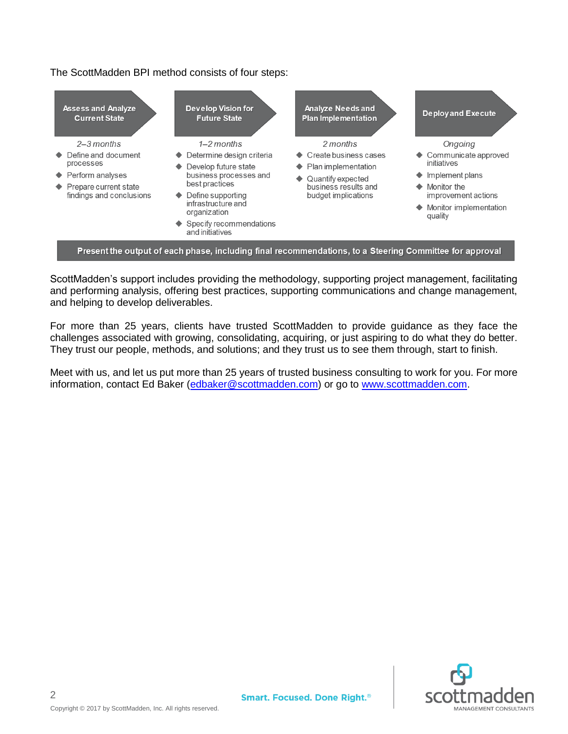The ScottMadden BPI method consists of four steps:

**Assess and Analyze Current State**

*2–3 months*

- Define and document processes
- Perform analyses
- Prepare current state findings and conclusions

**Develop Vision for Future State**

*1–2 months*

- Determine design criteria
- Develop future state business processes and best practices
- Define supporting infrastructure and organization
- Specify recommendations and initiatives

**Analyze Needs and Plan Implementation**

*2 months*

- Create business cases
- Plan implementation
- Quantify expected business results and budget implications

**Deploy and Execute**

*Ongoing*

- Communicate approved initiatives
- Implement plans
- Monitor the improvement actions
- Monitor implementation quality

**Present the output of each phase, including final recommendations, to a Steering Committee for approval**

ScottMadden's support includes providing the methodology, supporting project management, facilitating and performing analysis, offering best practices, supporting communications and change management, and helping to develop deliverables.

For more than 25 years, clients have trusted ScottMadden to provide guidance as they face the challenges associated with growing, consolidating, acquiring, or just aspiring to do what they do better. They trust our people, methods, and solutions; and they trust us to see them through, start to finish.

Meet with us, and let us put more than 25 years of trusted business consulting to work for you. For more information, contact Ed Baker (edbaker@scottmadden.com) or go to www.scottmadden.com.